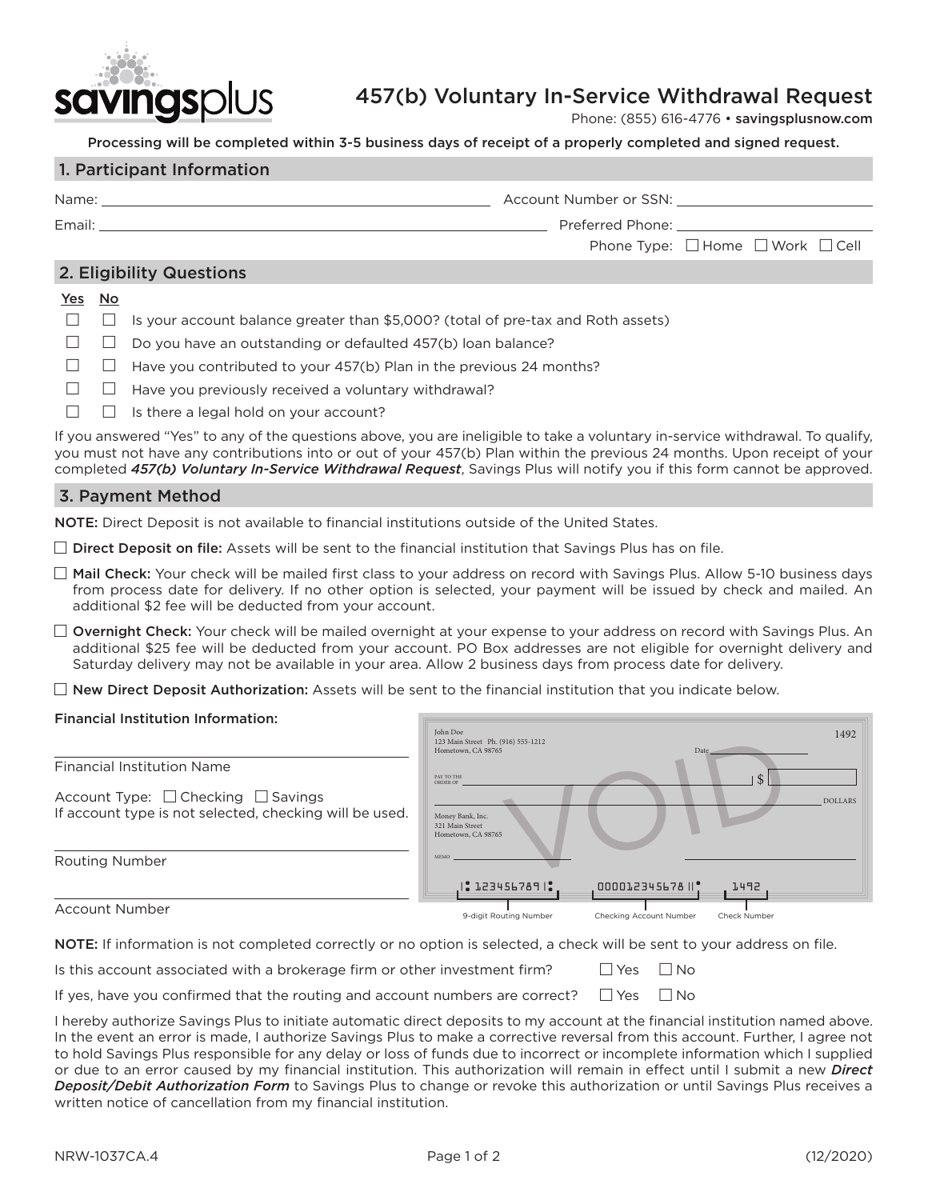savingsplus

# 457(b) Voluntary In-Service Withdrawal Request

Phone: (855) 616-4776 • **savingsplusnow.com**

**Processing will be completed within 3-5 business days of receipt of a properly completed and signed request.**

## 1. Participant Information

Name: ______________________________ Account Number or SSN: ______________________

Email: ______________________________ Preferred Phone: ______________________

Phone Type: ☐ Home ☐ Work ☐ Cell

## 2. Eligibility Questions

| Yes | No | |
|---|---|---|
| ☐ | ☐ | Is your account balance greater than $5,000? (total of pre-tax and Roth assets) |
| ☐ | ☐ | Do you have an outstanding or defaulted 457(b) loan balance? |
| ☐ | ☐ | Have you contributed to your 457(b) Plan in the previous 24 months? |
| ☐ | ☐ | Have you previously received a voluntary withdrawal? |
| ☐ | ☐ | Is there a legal hold on your account? |

If you answered "Yes" to any of the questions above, you are ineligible to take a voluntary in-service withdrawal. To qualify, you must not have any contributions into or out of your 457(b) Plan within the previous 24 months. Upon receipt of your completed ***457(b) Voluntary In-Service Withdrawal Request***, Savings Plus will notify you if this form cannot be approved.

## 3. Payment Method

**NOTE:** Direct Deposit is not available to financial institutions outside of the United States.

☐ **Direct Deposit on file:** Assets will be sent to the financial institution that Savings Plus has on file.

☐ **Mail Check:** Your check will be mailed first class to your address on record with Savings Plus. Allow 5-10 business days from process date for delivery. If no other option is selected, your payment will be issued by check and mailed. An additional $2 fee will be deducted from your account.

☐ **Overnight Check:** Your check will be mailed overnight at your expense to your address on record with Savings Plus. An additional $25 fee will be deducted from your account. PO Box addresses are not eligible for overnight delivery and Saturday delivery may not be available in your area. Allow 2 business days from process date for delivery.

☐ **New Direct Deposit Authorization:** Assets will be sent to the financial institution that you indicate below.

**Financial Institution Information:**

______________________________
Financial Institution Name

Account Type: ☐ Checking ☐ Savings
If account type is not selected, checking will be used.

______________________________
Routing Number

______________________________
Account Number

John Doe
123 Main Street Ph. (916) 555-1212
Hometown, CA 98765

1492

Date

PAY TO THE ORDER OF $

DOLLARS

Money Bank, Inc.
321 Main Street
Hometown, CA 98765

MEMO

VOID

⑆123456789⑆ 000012345678⑈ 1492

9-digit Routing Number — Checking Account Number — Check Number

**NOTE:** If information is not completed correctly or no option is selected, a check will be sent to your address on file.

Is this account associated with a brokerage firm or other investment firm? ☐ Yes ☐ No

If yes, have you confirmed that the routing and account numbers are correct? ☐ Yes ☐ No

I hereby authorize Savings Plus to initiate automatic direct deposits to my account at the financial institution named above. In the event an error is made, I authorize Savings Plus to make a corrective reversal from this account. Further, I agree not to hold Savings Plus responsible for any delay or loss of funds due to incorrect or incomplete information which I supplied or due to an error caused by my financial institution. This authorization will remain in effect until I submit a new ***Direct Deposit/Debit Authorization Form*** to Savings Plus to change or revoke this authorization or until Savings Plus receives a written notice of cancellation from my financial institution.

NRW-1037CA.4 (12/2020)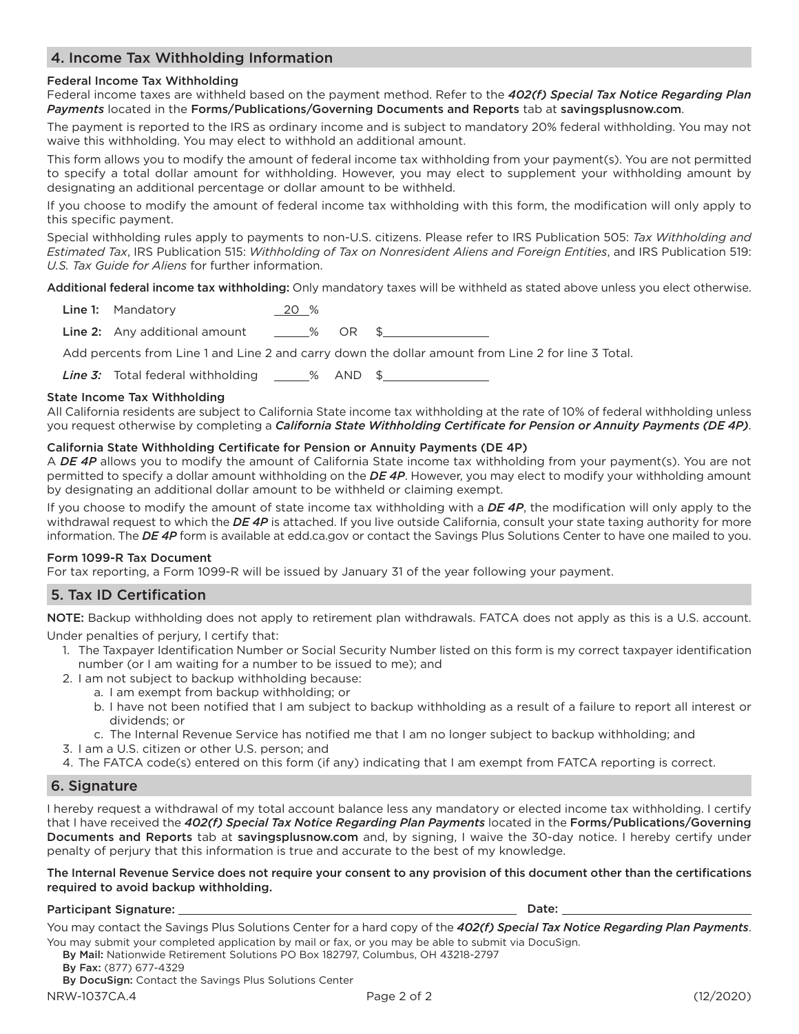## 4. Income Tax Withholding Information

**Federal Income Tax Withholding**

Federal income taxes are withheld based on the payment method. Refer to the ***402(f) Special Tax Notice Regarding Plan Payments*** located in the **Forms/Publications/Governing Documents and Reports** tab at **savingsplusnow.com**.

The payment is reported to the IRS as ordinary income and is subject to mandatory 20% federal withholding. You may not waive this withholding. You may elect to withhold an additional amount.

This form allows you to modify the amount of federal income tax withholding from your payment(s). You are not permitted to specify a total dollar amount for withholding. However, you may elect to supplement your withholding amount by designating an additional percentage or dollar amount to be withheld.

If you choose to modify the amount of federal income tax withholding with this form, the modification will only apply to this specific payment.

Special withholding rules apply to payments to non-U.S. citizens. Please refer to IRS Publication 505: *Tax Withholding and Estimated Tax*, IRS Publication 515: *Withholding of Tax on Nonresident Aliens and Foreign Entities*, and IRS Publication 519: *U.S. Tax Guide for Aliens* for further information.

**Additional federal income tax withholding:** Only mandatory taxes will be withheld as stated above unless you elect otherwise.

**Line 1:** Mandatory __20__%

**Line 2:** Any additional amount ______% OR $________________

Add percents from Line 1 and Line 2 and carry down the dollar amount from Line 2 for line 3 Total.

***Line 3:*** Total federal withholding ______% AND $________________

**State Income Tax Withholding**

All California residents are subject to California State income tax withholding at the rate of 10% of federal withholding unless you request otherwise by completing a ***California State Withholding Certificate for Pension or Annuity Payments (DE 4P)***.

**California State Withholding Certificate for Pension or Annuity Payments (DE 4P)**

A ***DE 4P*** allows you to modify the amount of California State income tax withholding from your payment(s). You are not permitted to specify a dollar amount withholding on the ***DE 4P***. However, you may elect to modify your withholding amount by designating an additional dollar amount to be withheld or claiming exempt.

If you choose to modify the amount of state income tax withholding with a ***DE 4P***, the modification will only apply to the withdrawal request to which the ***DE 4P*** is attached. If you live outside California, consult your state taxing authority for more information. The ***DE 4P*** form is available at edd.ca.gov or contact the Savings Plus Solutions Center to have one mailed to you.

**Form 1099-R Tax Document**

For tax reporting, a Form 1099-R will be issued by January 31 of the year following your payment.

## 5. Tax ID Certification

**NOTE:** Backup withholding does not apply to retirement plan withdrawals. FATCA does not apply as this is a U.S. account.

Under penalties of perjury, I certify that:

1. The Taxpayer Identification Number or Social Security Number listed on this form is my correct taxpayer identification number (or I am waiting for a number to be issued to me); and
2. I am not subject to backup withholding because:
   a. I am exempt from backup withholding; or
   b. I have not been notified that I am subject to backup withholding as a result of a failure to report all interest or dividends; or
   c. The Internal Revenue Service has notified me that I am no longer subject to backup withholding; and
3. I am a U.S. citizen or other U.S. person; and
4. The FATCA code(s) entered on this form (if any) indicating that I am exempt from FATCA reporting is correct.

## 6. Signature

I hereby request a withdrawal of my total account balance less any mandatory or elected income tax withholding. I certify that I have received the ***402(f) Special Tax Notice Regarding Plan Payments*** located in the **Forms/Publications/Governing Documents and Reports** tab at **savingsplusnow.com** and, by signing, I waive the 30-day notice. I hereby certify under penalty of perjury that this information is true and accurate to the best of my knowledge.

**The Internal Revenue Service does not require your consent to any provision of this document other than the certifications required to avoid backup withholding.**

**Participant Signature:** ______________________________ **Date:** ________________

You may contact the Savings Plus Solutions Center for a hard copy of the ***402(f) Special Tax Notice Regarding Plan Payments***.

You may submit your completed application by mail or fax, or you may be able to submit via DocuSign.

**By Mail:** Nationwide Retirement Solutions PO Box 182797, Columbus, OH 43218-2797

**By Fax:** (877) 677-4329

**By DocuSign:** Contact the Savings Plus Solutions Center

NRW-1037CA.4 (12/2020)